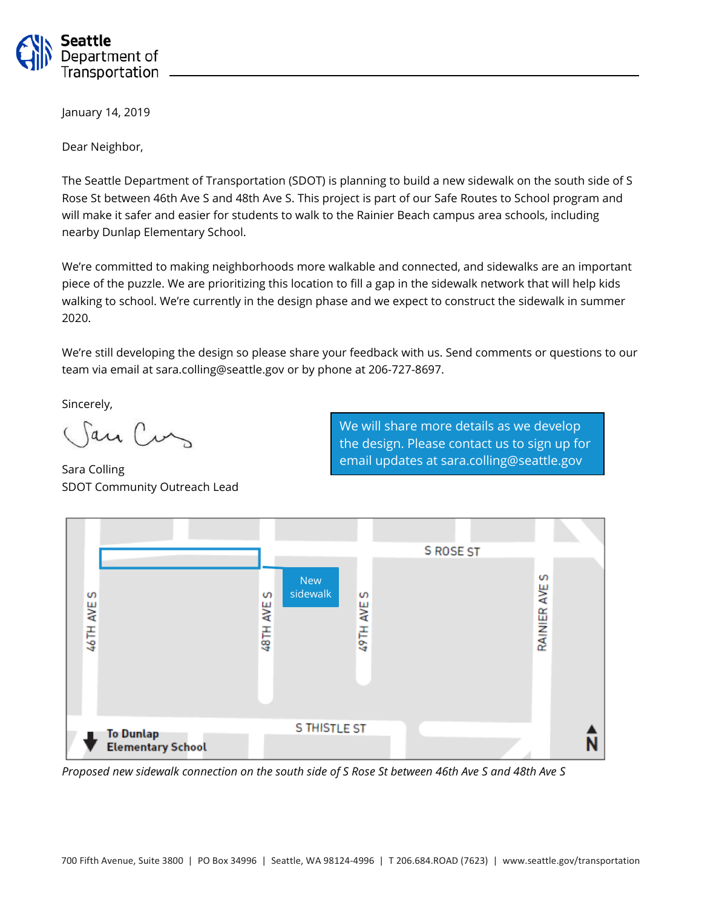**Seattle Department of Transportation**

January 14, 2019

Dear Neighbor,

The Seattle Department of Transportation (SDOT) is planning to build a new sidewalk on the south side of S Rose St between 46th Ave S and 48th Ave S. This project is part of our Safe Routes to School program and will make it safer and easier for students to walk to the Rainier Beach campus area schools, including nearby Dunlap Elementary School.

We're committed to making neighborhoods more walkable and connected, and sidewalks are an important piece of the puzzle. We are prioritizing this location to fill a gap in the sidewalk network that will help kids walking to school. We're currently in the design phase and we expect to construct the sidewalk in summer 2020.

We're still developing the design so please share your feedback with us. Send comments or questions to our team via email at sara.colling@seattle.gov or by phone at 206-727-8697.

Sincerely,

Sara Colling
SDOT Community Outreach Lead

We will share more details as we develop the design. Please contact us to sign up for email updates at sara.colling@seattle.gov

*Proposed new sidewalk connection on the south side of S Rose St between 46th Ave S and 48th Ave S*

700 Fifth Avenue, Suite 3800 | PO Box 34996 | Seattle, WA 98124-4996 | T 206.684.ROAD (7623) | www.seattle.gov/transportation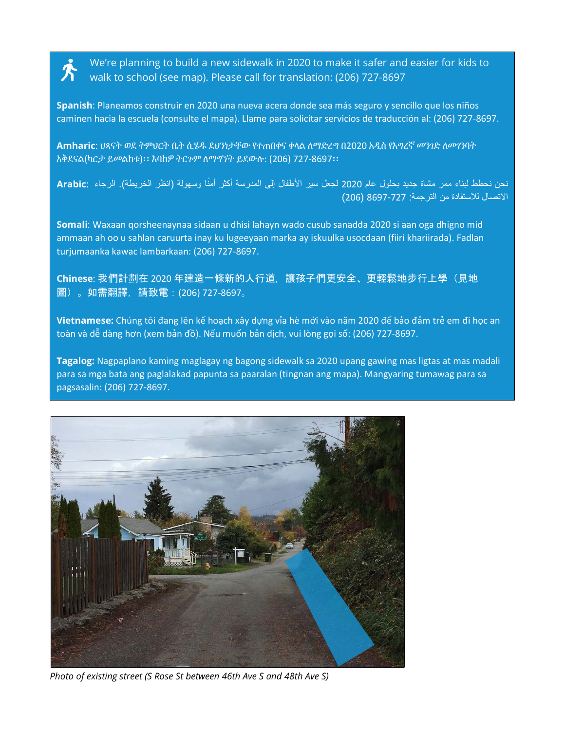We're planning to build a new sidewalk in 2020 to make it safer and easier for kids to walk to school (see map). Please call for translation: (206) 727-8697

**Spanish**: Planeamos construir en 2020 una nueva acera donde sea más seguro y sencillo que los niños caminen hacia la escuela (consulte el mapa). Llame para solicitar servicios de traducción al: (206) 727-8697.

**Amharic**: ህጻናት ወደ ትምህርት ቤት ሲሄዱ ደህንነታቸው የተጠበቀና ቀላል ለማድረግ በ2020 አዲስ የእግረኛ መንገድ ለመገንባት አቅደናል(ካርታ ይመልከቱ)፡፡ እባክዎ ትርጉም ለማግኘት ይደውሉ: (206) 727-8697፡፡

**Arabic**: نحن نخطط لبناء ممر مشاة جديد بحلول عام 2020 لجعل سير الأطفال إلى المدرسة أكثر أمنًا وسهولة (انظر الخريطة). الرجاء الاتصال للاستفادة من الترجمة: 727-8697 (206)

**Somali**: Waxaan qorsheenaynaa sidaan u dhisi lahayn wado cusub sanadda 2020 si aan oga dhigno mid ammaan ah oo u sahlan caruurta inay ku lugeeyaan marka ay iskuulka usocdaan (fiiri khariirada). Fadlan turjumaanka kawac lambarkaan: (206) 727-8697.

**Chinese**: 我們計劃在 2020 年建造一條新的人行道，讓孩子們更安全、更輕鬆地步行上學（見地圖）。如需翻譯，請致電：(206) 727-8697。

**Vietnamese:** Chúng tôi đang lên kế hoạch xây dựng vỉa hè mới vào năm 2020 để bảo đảm trẻ em đi học an toàn và dễ dàng hơn (xem bản đồ). Nếu muốn bản dịch, vui lòng gọi số: (206) 727-8697.

**Tagalog:** Nagpaplano kaming maglagay ng bagong sidewalk sa 2020 upang gawing mas ligtas at mas madali para sa mga bata ang paglalakad papunta sa paaralan (tingnan ang mapa). Mangyaring tumawag para sa pagsasalin: (206) 727-8697.

*Photo of existing street (S Rose St between 46th Ave S and 48th Ave S)*